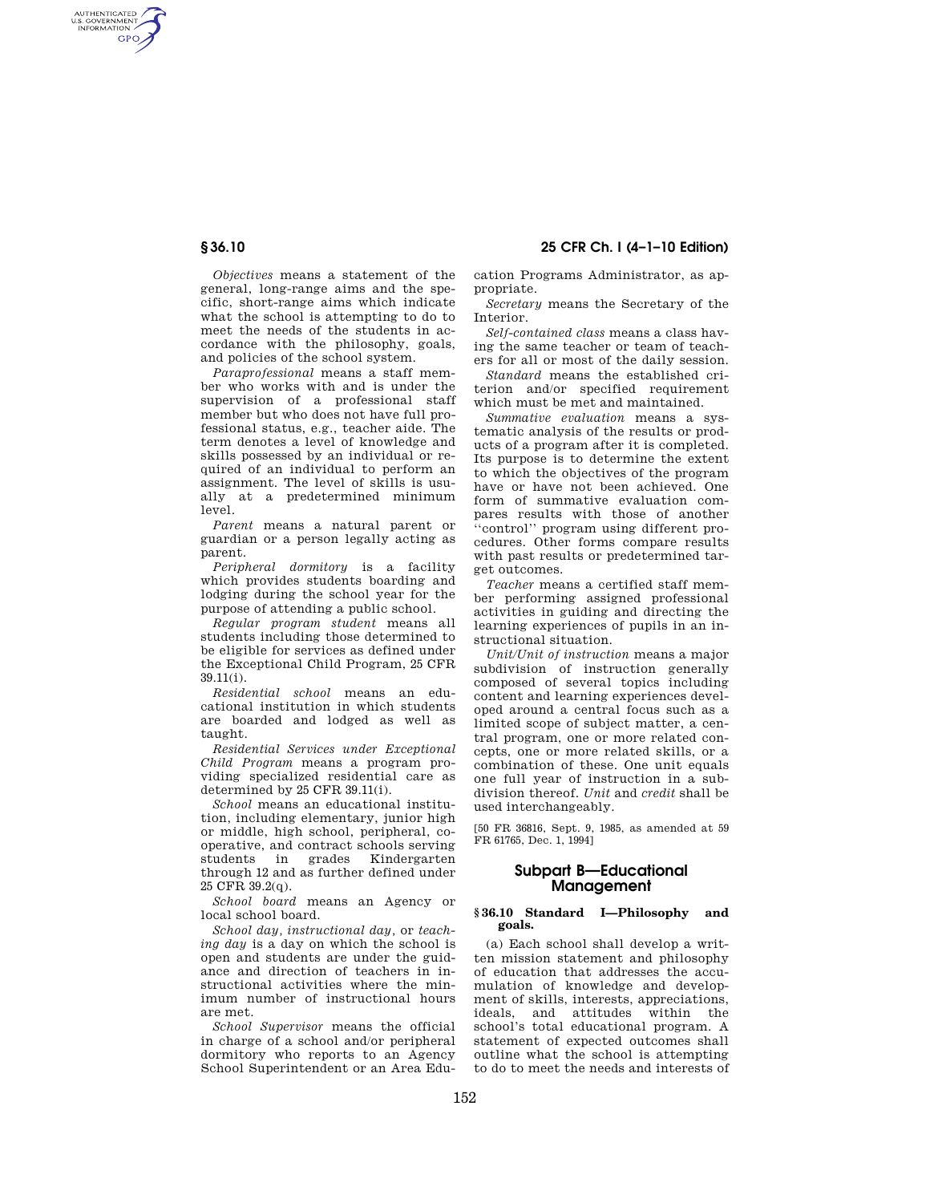*Objectives* means a statement of the general, long-range aims and the specific, short-range aims which indicate what the school is attempting to do to meet the needs of the students in accordance with the philosophy, goals, and policies of the school system.

*Paraprofessional* means a staff member who works with and is under the supervision of a professional staff member but who does not have full professional status, e.g., teacher aide. The term denotes a level of knowledge and skills possessed by an individual or required of an individual to perform an assignment. The level of skills is usually at a predetermined minimum level.

*Parent* means a natural parent or guardian or a person legally acting as parent.

*Peripheral dormitory* is a facility which provides students boarding and lodging during the school year for the purpose of attending a public school.

*Regular program student* means all students including those determined to be eligible for services as defined under the Exceptional Child Program, 25 CFR 39.11(i).

*Residential school* means an educational institution in which students are boarded and lodged as well as taught.

*Residential Services under Exceptional Child Program* means a program providing specialized residential care as determined by 25 CFR 39.11(i).

*School* means an educational institution, including elementary, junior high or middle, high school, peripheral, cooperative, and contract schools serving students in grades Kindergarten through 12 and as further defined under 25 CFR 39.2(q).

*School board* means an Agency or local school board.

*School day, instructional day,* or *teaching day* is a day on which the school is open and students are under the guidance and direction of teachers in instructional activities where the minimum number of instructional hours are met.

*School Supervisor* means the official in charge of a school and/or peripheral dormitory who reports to an Agency School Superintendent or an Area Education Programs Administrator, as appropriate.

*Secretary* means the Secretary of the Interior.

*Self-contained class* means a class having the same teacher or team of teachers for all or most of the daily session.

*Standard* means the established criterion and/or specified requirement which must be met and maintained.

*Summative evaluation* means a systematic analysis of the results or products of a program after it is completed. Its purpose is to determine the extent to which the objectives of the program have or have not been achieved. One form of summative evaluation compares results with those of another "control" program using different procedures. Other forms compare results with past results or predetermined target outcomes.

*Teacher* means a certified staff member performing assigned professional activities in guiding and directing the learning experiences of pupils in an instructional situation.

*Unit/Unit of instruction* means a major subdivision of instruction generally composed of several topics including content and learning experiences developed around a central focus such as a limited scope of subject matter, a central program, one or more related concepts, one or more related skills, or a combination of these. One unit equals one full year of instruction in a subdivision thereof. *Unit* and *credit* shall be used interchangeably.

[50 FR 36816, Sept. 9, 1985, as amended at 59 FR 61765, Dec. 1, 1994]

## Subpart B—Educational Management

### § 36.10 Standard I—Philosophy and goals.

(a) Each school shall develop a written mission statement and philosophy of education that addresses the accumulation of knowledge and development of skills, interests, appreciations, ideals, and attitudes within the school's total educational program. A statement of expected outcomes shall outline what the school is attempting to do to meet the needs and interests of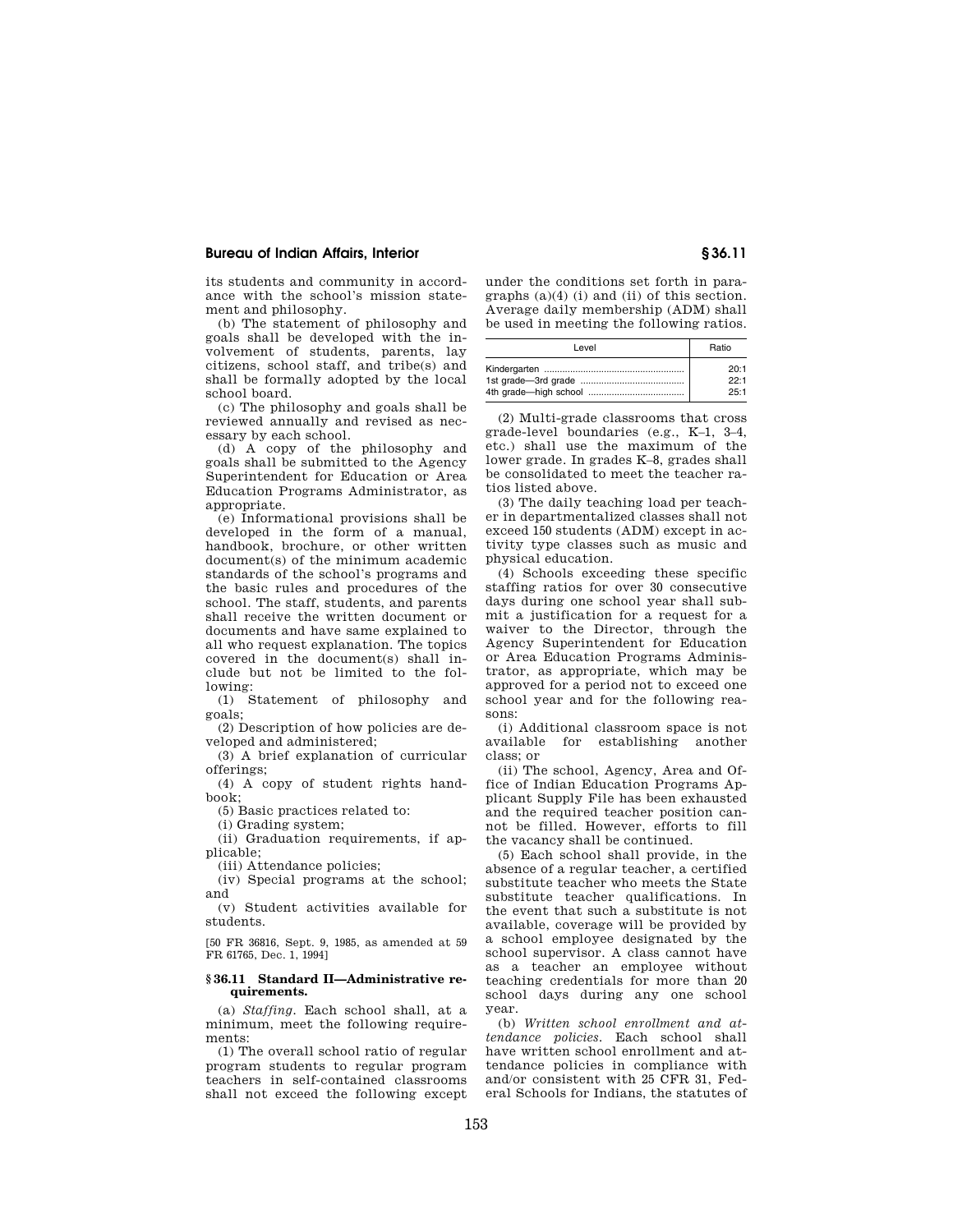its students and community in accordance with the school's mission statement and philosophy.

(b) The statement of philosophy and goals shall be developed with the involvement of students, parents, lay citizens, school staff, and tribe(s) and shall be formally adopted by the local school board.

(c) The philosophy and goals shall be reviewed annually and revised as necessary by each school.

(d) A copy of the philosophy and goals shall be submitted to the Agency Superintendent for Education or Area Education Programs Administrator, as appropriate.

(e) Informational provisions shall be developed in the form of a manual, handbook, brochure, or other written document(s) of the minimum academic standards of the school's programs and the basic rules and procedures of the school. The staff, students, and parents shall receive the written document or documents and have same explained to all who request explanation. The topics covered in the document(s) shall include but not be limited to the following:

(1) Statement of philosophy and goals;

(2) Description of how policies are developed and administered;

(3) A brief explanation of curricular offerings;

(4) A copy of student rights handbook;

(5) Basic practices related to:

(i) Grading system;

(ii) Graduation requirements, if applicable;

(iii) Attendance policies;

(iv) Special programs at the school; and

(v) Student activities available for students.

[50 FR 36816, Sept. 9, 1985, as amended at 59 FR 61765, Dec. 1, 1994]

### § 36.11 Standard II—Administrative requirements.

(a) *Staffing.* Each school shall, at a minimum, meet the following requirements:

(1) The overall school ratio of regular program students to regular program teachers in self-contained classrooms shall not exceed the following except under the conditions set forth in paragraphs (a)(4) (i) and (ii) of this section. Average daily membership (ADM) shall be used in meeting the following ratios.

| Level | Ratio |
|---|---|
| Kindergarten | 20:1 |
| 1st grade—3rd grade | 22:1 |
| 4th grade—high school | 25:1 |

(2) Multi-grade classrooms that cross grade-level boundaries (e.g., K–1, 3–4, etc.) shall use the maximum of the lower grade. In grades K–8, grades shall be consolidated to meet the teacher ratios listed above.

(3) The daily teaching load per teacher in departmentalized classes shall not exceed 150 students (ADM) except in activity type classes such as music and physical education.

(4) Schools exceeding these specific staffing ratios for over 30 consecutive days during one school year shall submit a justification for a request for a waiver to the Director, through the Agency Superintendent for Education or Area Education Programs Administrator, as appropriate, which may be approved for a period not to exceed one school year and for the following reasons:

(i) Additional classroom space is not available for establishing another class; or

(ii) The school, Agency, Area and Office of Indian Education Programs Applicant Supply File has been exhausted and the required teacher position cannot be filled. However, efforts to fill the vacancy shall be continued.

(5) Each school shall provide, in the absence of a regular teacher, a certified substitute teacher who meets the State substitute teacher qualifications. In the event that such a substitute is not available, coverage will be provided by a school employee designated by the school supervisor. A class cannot have as a teacher an employee without teaching credentials for more than 20 school days during any one school year.

(b) *Written school enrollment and attendance policies.* Each school shall have written school enrollment and attendance policies in compliance with and/or consistent with 25 CFR 31, Federal Schools for Indians, the statutes of